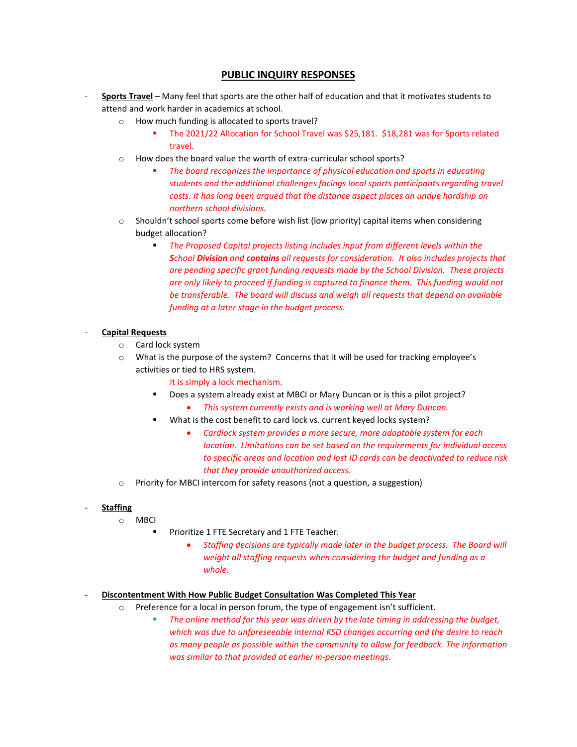## PUBLIC INQUIRY RESPONSES

- **Sports Travel** – Many feel that sports are the other half of education and that it motivates students to attend and work harder in academics at school.
  - How much funding is allocated to sports travel?
    - The 2021/22 Allocation for School Travel was $25,181. $18,281 was for Sports related travel.
  - How does the board value the worth of extra-curricular school sports?
    - *The board recognizes the importance of physical education and sports in educating students and the additional challenges facings local sports participants regarding travel costs. It has long been argued that the distance aspect places an undue hardship on northern school divisions.*
  - Shouldn't school sports come before wish list (low priority) capital items when considering budget allocation?
    - *The Proposed Capital projects listing includes input from different levels within the **S**chool **Division** and **contains** all requests for consideration. It also includes projects that are pending specific grant funding requests made by the School Division. These projects are only likely to proceed if funding is captured to finance them. This funding would not be transferable. The board will discuss and weigh all requests that depend on available funding at a later stage in the budget process.*

- **Capital Requests**
  - Card lock system
  - What is the purpose of the system? Concerns that it will be used for tracking employee's activities or tied to HRS system.

    It is simply a lock mechanism.
    - Does a system already exist at MBCI or Mary Duncan or is this a pilot project?
      - *This system currently exists and is working well at Mary Duncan.*
    - What is the cost benefit to card lock vs. current keyed locks system?
      - *Cardlock system provides a more secure, more adaptable system for each location. Limitations can be set based on the requirements for individual access to specific areas and location and lost ID cards can be deactivated to reduce risk that they provide unauthorized access.*
  - Priority for MBCI intercom for safety reasons (not a question, a suggestion)

- **Staffing**
  - MBCI
    - Prioritize 1 FTE Secretary and 1 FTE Teacher.
      - *Staffing decisions are typically made later in the budget process. The Board will weight all staffing requests when considering the budget and funding as a whole.*

- **Discontentment With How Public Budget Consultation Was Completed This Year**
  - Preference for a local in person forum, the type of engagement isn't sufficient.
    - *The online method for this year was driven by the late timing in addressing the budget, which was due to unforeseeable internal KSD changes occurring and the desire to reach as many people as possible within the community to allow for feedback. The information was similar to that provided at earlier in-person meetings.*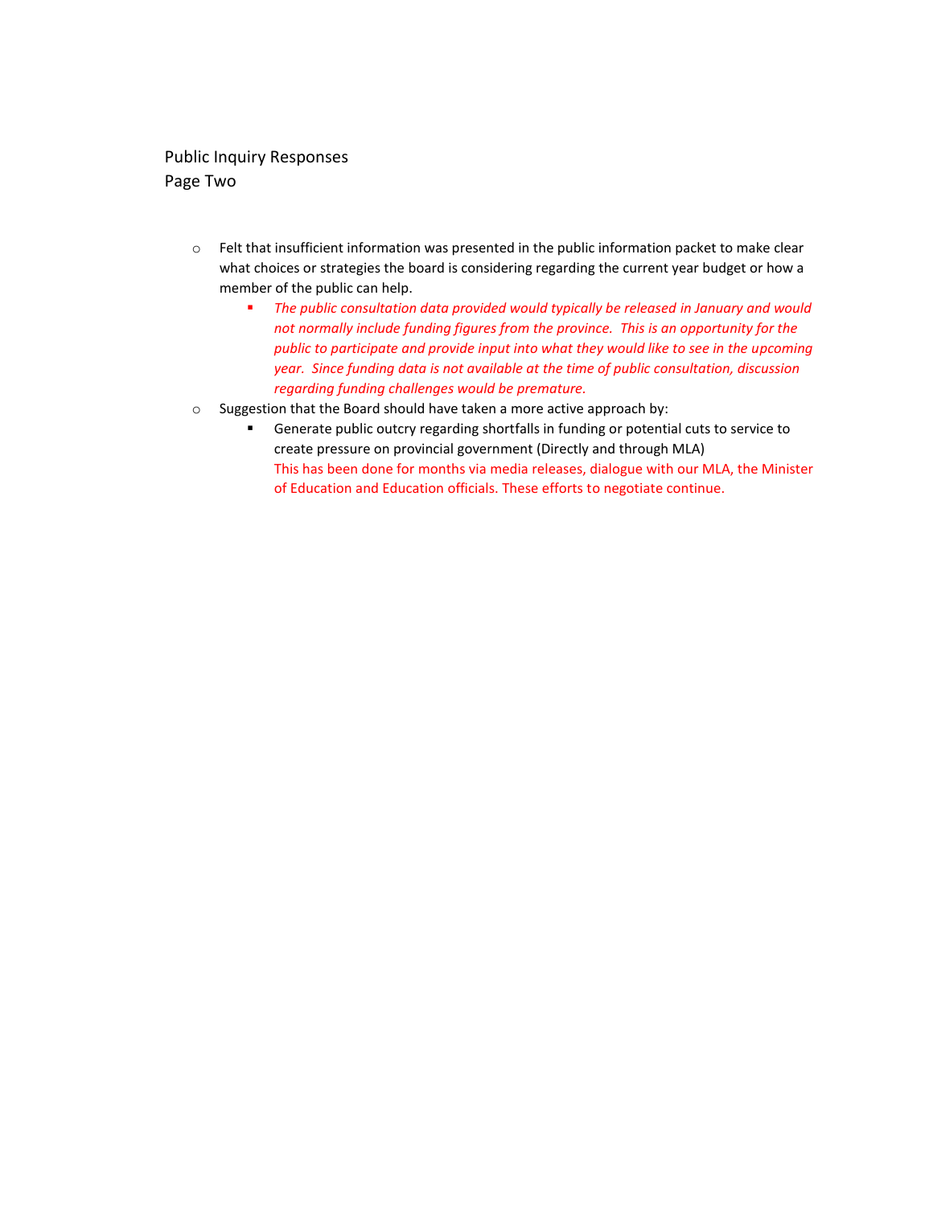Public Inquiry Responses
Page Two

- Felt that insufficient information was presented in the public information packet to make clear what choices or strategies the board is considering regarding the current year budget or how a member of the public can help.
  - *The public consultation data provided would typically be released in January and would not normally include funding figures from the province. This is an opportunity for the public to participate and provide input into what they would like to see in the upcoming year. Since funding data is not available at the time of public consultation, discussion regarding funding challenges would be premature.*
- Suggestion that the Board should have taken a more active approach by:
  - Generate public outcry regarding shortfalls in funding or potential cuts to service to create pressure on provincial government (Directly and through MLA)
    This has been done for months via media releases, dialogue with our MLA, the Minister of Education and Education officials. These efforts to negotiate continue.